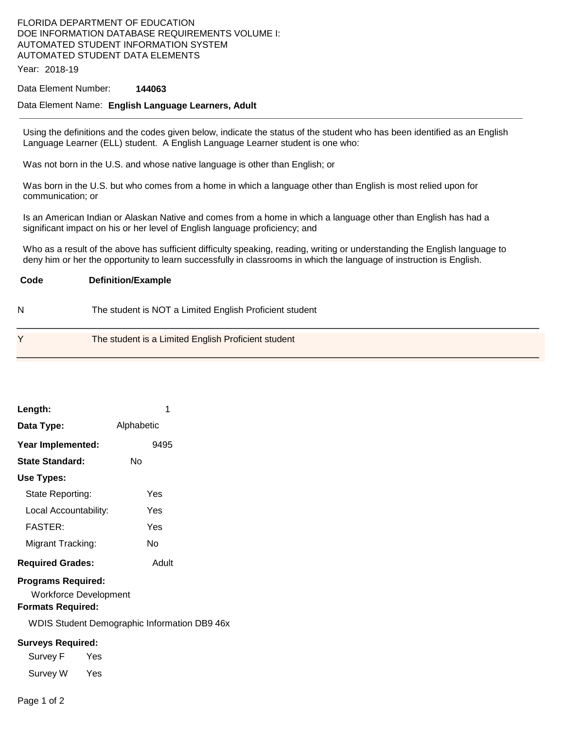FLORIDA DEPARTMENT OF EDUCATION
DOE INFORMATION DATABASE REQUIREMENTS VOLUME I:
AUTOMATED STUDENT INFORMATION SYSTEM
AUTOMATED STUDENT DATA ELEMENTS

Year: 2018-19

Data Element Number: **144063**

Data Element Name: **English Language Learners, Adult**

---

Using the definitions and the codes given below, indicate the status of the student who has been identified as an English Language Learner (ELL) student. A English Language Learner student is one who:

Was not born in the U.S. and whose native language is other than English; or

Was born in the U.S. but who comes from a home in which a language other than English is most relied upon for communication; or

Is an American Indian or Alaskan Native and comes from a home in which a language other than English has had a significant impact on his or her level of English language proficiency; and

Who as a result of the above has sufficient difficulty speaking, reading, writing or understanding the English language to deny him or her the opportunity to learn successfully in classrooms in which the language of instruction is English.

| Code | Definition/Example |
|---|---|
| N | The student is NOT a Limited English Proficient student |
| Y | The student is a Limited English Proficient student |

**Length:** 1

**Data Type:** Alphabetic

**Year Implemented:** 9495

**State Standard:** No

**Use Types:**

- State Reporting: Yes
- Local Accountability: Yes
- FASTER: Yes
- Migrant Tracking: No

**Required Grades:** Adult

**Programs Required:**

Workforce Development

**Formats Required:**

WDIS Student Demographic Information DB9 46x

**Surveys Required:**

- Survey F Yes
- Survey W Yes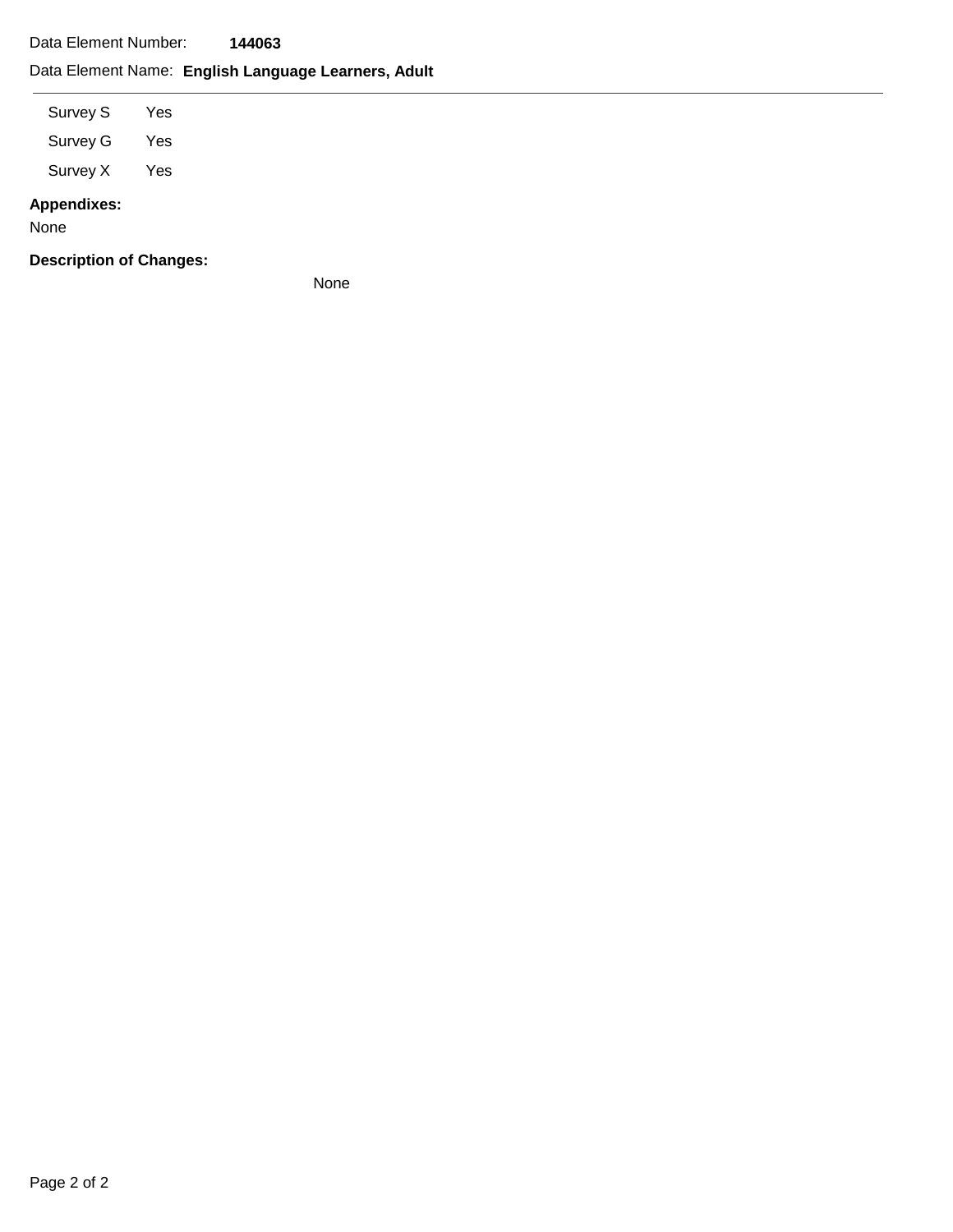Data Element Number: **144063**

Data Element Name: **English Language Learners, Adult**

---

| | |
|---|---|
| Survey S | Yes |
| Survey G | Yes |
| Survey X | Yes |

**Appendixes:**

None

**Description of Changes:**

None